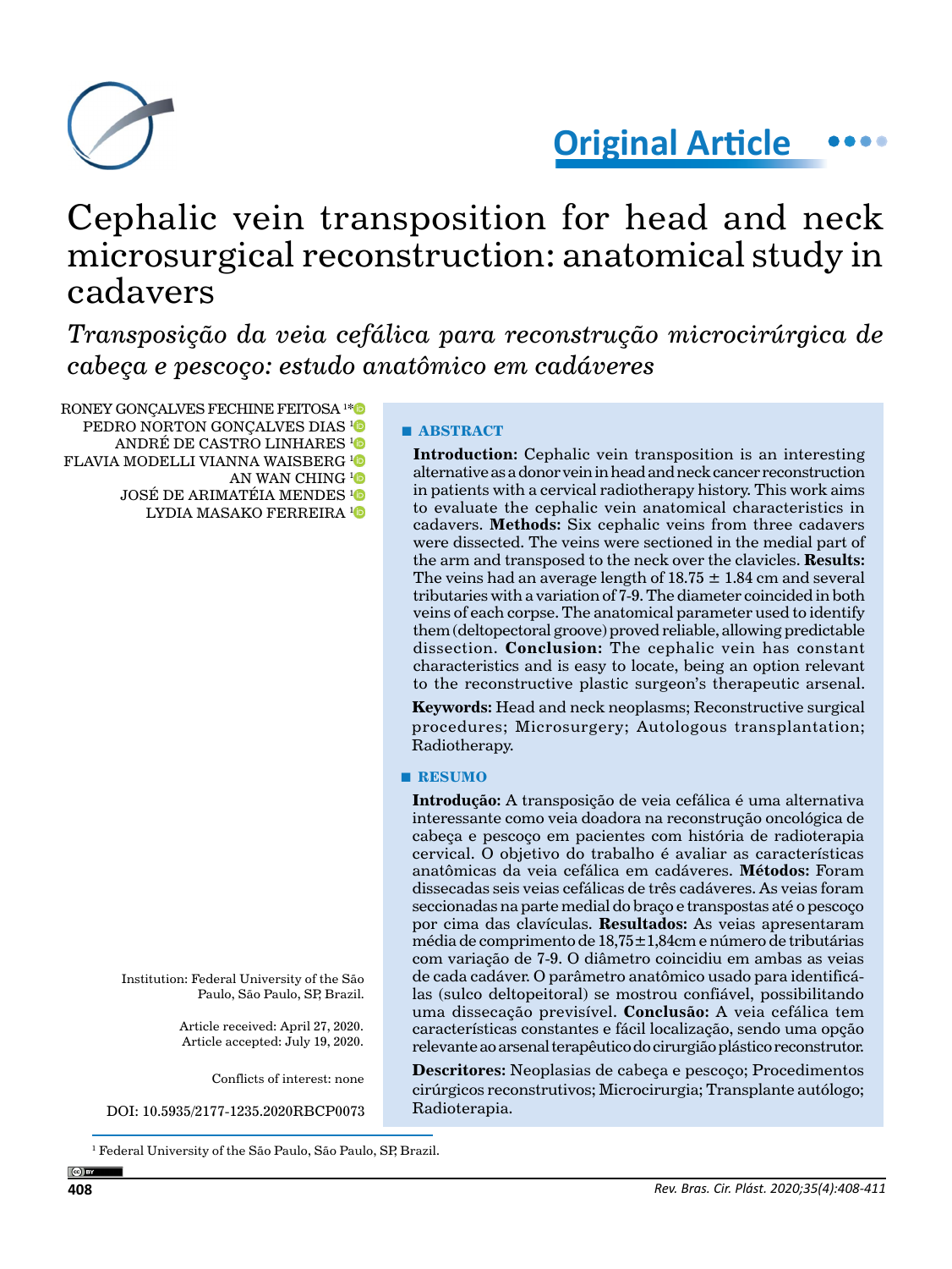Original Article

# Cephalic vein transposition for head and neck microsurgical reconstruction: anatomical study in cadavers

*Transposição da veia cefálica para reconstrução microcirúrgica de cabeça e pescoço: estudo anatômico em cadáveres*

RONEY GONÇALVES FECHINE FEITOSA [1*]
PEDRO NORTON GONÇALVES DIAS [1]
ANDRÉ DE CASTRO LINHARES [1]
FLAVIA MODELLI VIANNA WAISBERG [1]
AN WAN CHING [1]
JOSÉ DE ARIMATÉIA MENDES [1]
LYDIA MASAKO FERREIRA [1]

## ABSTRACT

**Introduction:** Cephalic vein transposition is an interesting alternative as a donor vein in head and neck cancer reconstruction in patients with a cervical radiotherapy history. This work aims to evaluate the cephalic vein anatomical characteristics in cadavers. **Methods:** Six cephalic veins from three cadavers were dissected. The veins were sectioned in the medial part of the arm and transposed to the neck over the clavicles. **Results:** The veins had an average length of 18.75 ± 1.84 cm and several tributaries with a variation of 7-9. The diameter coincided in both veins of each corpse. The anatomical parameter used to identify them (deltopectoral groove) proved reliable, allowing predictable dissection. **Conclusion:** The cephalic vein has constant characteristics and is easy to locate, being an option relevant to the reconstructive plastic surgeon's therapeutic arsenal.

**Keywords:** Head and neck neoplasms; Reconstructive surgical procedures; Microsurgery; Autologous transplantation; Radiotherapy.

## RESUMO

**Introdução:** A transposição de veia cefálica é uma alternativa interessante como veia doadora na reconstrução oncológica de cabeça e pescoço em pacientes com história de radioterapia cervical. O objetivo do trabalho é avaliar as características anatômicas da veia cefálica em cadáveres. **Métodos:** Foram dissecadas seis veias cefálicas de três cadáveres. As veias foram seccionadas na parte medial do braço e transpostas até o pescoço por cima das clavículas. **Resultados:** As veias apresentaram média de comprimento de 18,75±1,84cm e número de tributárias com variação de 7-9. O diâmetro coincidiu em ambas as veias de cada cadáver. O parâmetro anatômico usado para identificá-las (sulco deltopeitoral) se mostrou confiável, possibilitando uma dissecação previsível. **Conclusão:** A veia cefálica tem características constantes e fácil localização, sendo uma opção relevante ao arsenal terapêutico do cirurgião plástico reconstrutor.

**Descritores:** Neoplasias de cabeça e pescoço; Procedimentos cirúrgicos reconstrutivos; Microcirurgia; Transplante autólogo; Radioterapia.

Institution: Federal University of the São Paulo, São Paulo, SP, Brazil.

Article received: April 27, 2020.
Article accepted: July 19, 2020.

Conflicts of interest: none

DOI: 10.5935/2177-1235.2020RBCP0073

[1] Federal University of the São Paulo, São Paulo, SP, Brazil.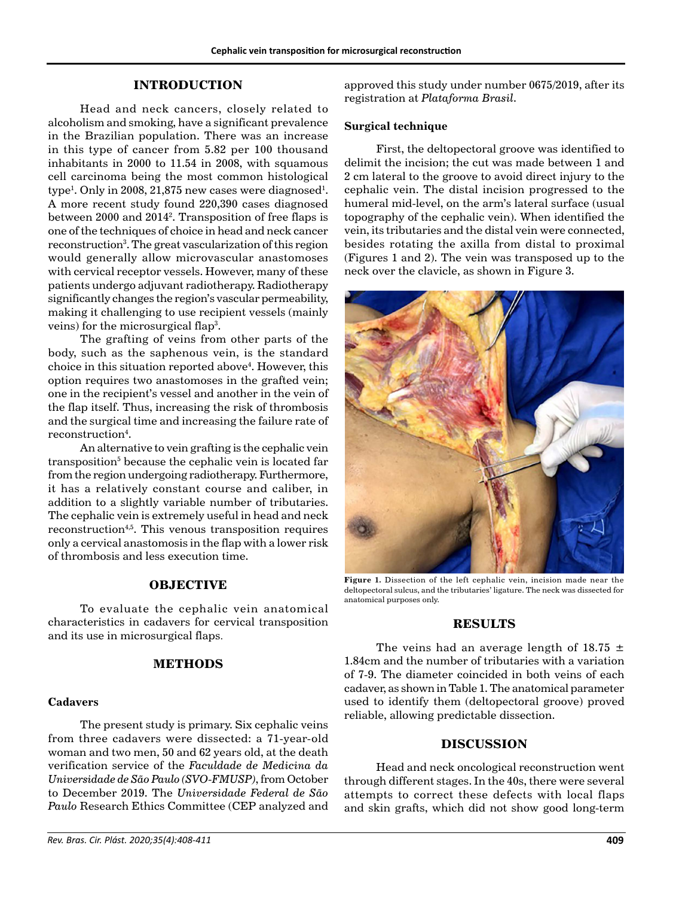## INTRODUCTION

Head and neck cancers, closely related to alcoholism and smoking, have a significant prevalence in the Brazilian population. There was an increase in this type of cancer from 5.82 per 100 thousand inhabitants in 2000 to 11.54 in 2008, with squamous cell carcinoma being the most common histological type[1]. Only in 2008, 21,875 new cases were diagnosed[1]. A more recent study found 220,390 cases diagnosed between 2000 and 2014[2]. Transposition of free flaps is one of the techniques of choice in head and neck cancer reconstruction[3]. The great vascularization of this region would generally allow microvascular anastomoses with cervical receptor vessels. However, many of these patients undergo adjuvant radiotherapy. Radiotherapy significantly changes the region's vascular permeability, making it challenging to use recipient vessels (mainly veins) for the microsurgical flap[3].

The grafting of veins from other parts of the body, such as the saphenous vein, is the standard choice in this situation reported above[4]. However, this option requires two anastomoses in the grafted vein; one in the recipient's vessel and another in the vein of the flap itself. Thus, increasing the risk of thrombosis and the surgical time and increasing the failure rate of reconstruction[4].

An alternative to vein grafting is the cephalic vein transposition[5] because the cephalic vein is located far from the region undergoing radiotherapy. Furthermore, it has a relatively constant course and caliber, in addition to a slightly variable number of tributaries. The cephalic vein is extremely useful in head and neck reconstruction[4,5]. This venous transposition requires only a cervical anastomosis in the flap with a lower risk of thrombosis and less execution time.

## OBJECTIVE

To evaluate the cephalic vein anatomical characteristics in cadavers for cervical transposition and its use in microsurgical flaps.

## METHODS

### Cadavers

The present study is primary. Six cephalic veins from three cadavers were dissected: a 71-year-old woman and two men, 50 and 62 years old, at the death verification service of the *Faculdade de Medicina da Universidade de São Paulo (SVO-FMUSP)*, from October to December 2019. The *Universidade Federal de São Paulo* Research Ethics Committee (CEP analyzed and approved this study under number 0675/2019, after its registration at *Plataforma Brasil*.

### Surgical technique

First, the deltopectoral groove was identified to delimit the incision; the cut was made between 1 and 2 cm lateral to the groove to avoid direct injury to the cephalic vein. The distal incision progressed to the humeral mid-level, on the arm's lateral surface (usual topography of the cephalic vein). When identified the vein, its tributaries and the distal vein were connected, besides rotating the axilla from distal to proximal (Figures 1 and 2). The vein was transposed up to the neck over the clavicle, as shown in Figure 3.

**Figure 1.** Dissection of the left cephalic vein, incision made near the deltopectoral sulcus, and the tributaries' ligature. The neck was dissected for anatomical purposes only.

## RESULTS

The veins had an average length of 18.75 ± 1.84cm and the number of tributaries with a variation of 7-9. The diameter coincided in both veins of each cadaver, as shown in Table 1. The anatomical parameter used to identify them (deltopectoral groove) proved reliable, allowing predictable dissection.

## DISCUSSION

Head and neck oncological reconstruction went through different stages. In the 40s, there were several attempts to correct these defects with local flaps and skin grafts, which did not show good long-term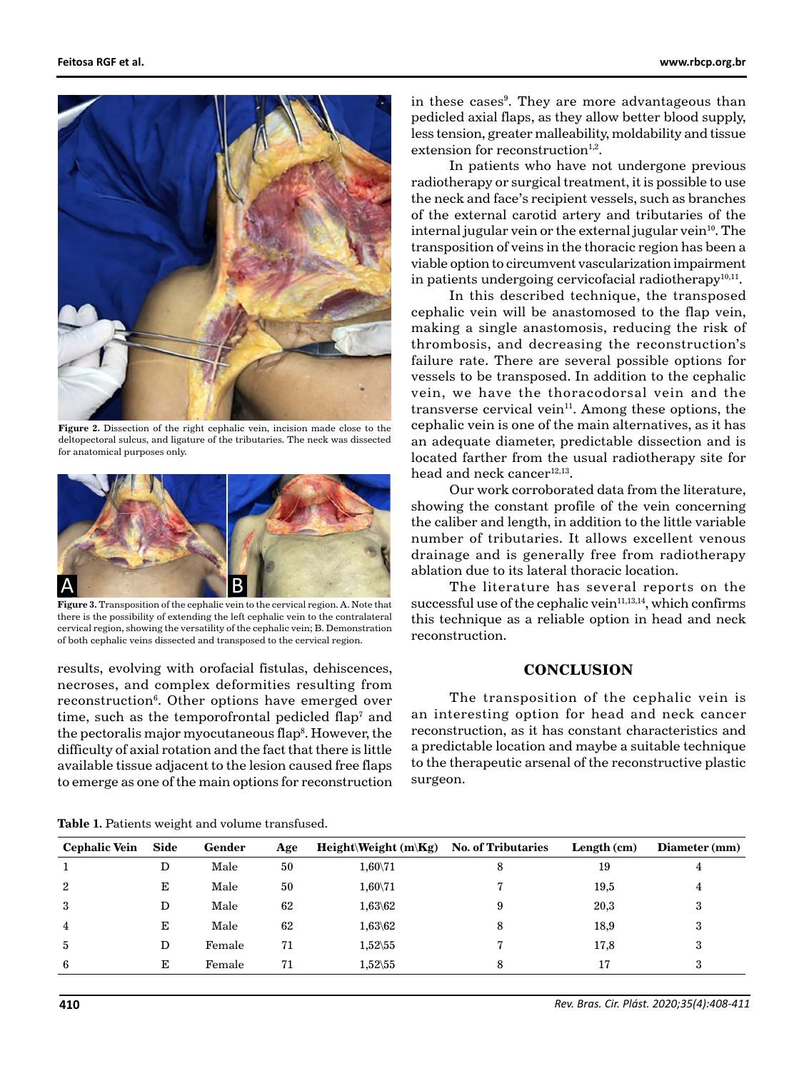**Figure 2.** Dissection of the right cephalic vein, incision made close to the deltopectoral sulcus, and ligature of the tributaries. The neck was dissected for anatomical purposes only.

**Figure 3.** Transposition of the cephalic vein to the cervical region. A. Note that there is the possibility of extending the left cephalic vein to the contralateral cervical region, showing the versatility of the cephalic vein; B. Demonstration of both cephalic veins dissected and transposed to the cervical region.

results, evolving with orofacial fistulas, dehiscences, necroses, and complex deformities resulting from reconstruction[6]. Other options have emerged over time, such as the temporofrontal pedicled flap[7] and the pectoralis major myocutaneous flap[8]. However, the difficulty of axial rotation and the fact that there is little available tissue adjacent to the lesion caused free flaps to emerge as one of the main options for reconstruction in these cases[9]. They are more advantageous than pedicled axial flaps, as they allow better blood supply, less tension, greater malleability, moldability and tissue extension for reconstruction[1,2].

In patients who have not undergone previous radiotherapy or surgical treatment, it is possible to use the neck and face's recipient vessels, such as branches of the external carotid artery and tributaries of the internal jugular vein or the external jugular vein[10]. The transposition of veins in the thoracic region has been a viable option to circumvent vascularization impairment in patients undergoing cervicofacial radiotherapy[10,11].

In this described technique, the transposed cephalic vein will be anastomosed to the flap vein, making a single anastomosis, reducing the risk of thrombosis, and decreasing the reconstruction's failure rate. There are several possible options for vessels to be transposed. In addition to the cephalic vein, we have the thoracodorsal vein and the transverse cervical vein[11]. Among these options, the cephalic vein is one of the main alternatives, as it has an adequate diameter, predictable dissection and is located farther from the usual radiotherapy site for head and neck cancer[12,13].

Our work corroborated data from the literature, showing the constant profile of the vein concerning the caliber and length, in addition to the little variable number of tributaries. It allows excellent venous drainage and is generally free from radiotherapy ablation due to its lateral thoracic location.

The literature has several reports on the successful use of the cephalic vein[11,13,14], which confirms this technique as a reliable option in head and neck reconstruction.

## CONCLUSION

The transposition of the cephalic vein is an interesting option for head and neck cancer reconstruction, as it has constant characteristics and a predictable location and maybe a suitable technique to the therapeutic arsenal of the reconstructive plastic surgeon.

**Table 1.** Patients weight and volume transfused.

| Cephalic Vein | Side | Gender | Age | Height\Weight (m\Kg) | No. of Tributaries | Length (cm) | Diameter (mm) |
|---|---|---|---|---|---|---|---|
| 1 | D | Male | 50 | 1,60\71 | 8 | 19 | 4 |
| 2 | E | Male | 50 | 1,60\71 | 7 | 19,5 | 4 |
| 3 | D | Male | 62 | 1,63\62 | 9 | 20,3 | 3 |
| 4 | E | Male | 62 | 1,63\62 | 8 | 18,9 | 3 |
| 5 | D | Female | 71 | 1,52\55 | 7 | 17,8 | 3 |
| 6 | E | Female | 71 | 1,52\55 | 8 | 17 | 3 |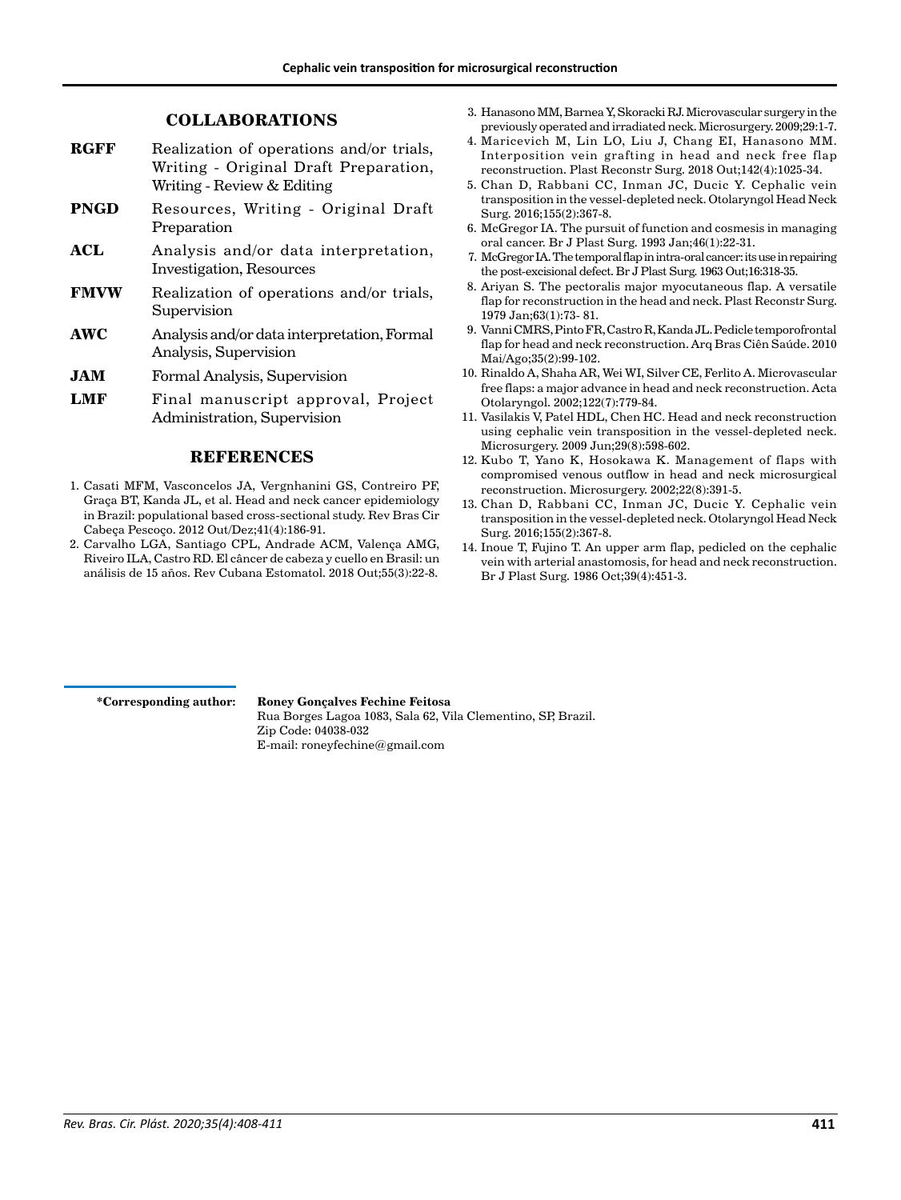## COLLABORATIONS

| | |
|---|---|
| **RGFF** | Realization of operations and/or trials, Writing - Original Draft Preparation, Writing - Review & Editing |
| **PNGD** | Resources, Writing - Original Draft Preparation |
| **ACL** | Analysis and/or data interpretation, Investigation, Resources |
| **FMVW** | Realization of operations and/or trials, Supervision |
| **AWC** | Analysis and/or data interpretation, Formal Analysis, Supervision |
| **JAM** | Formal Analysis, Supervision |
| **LMF** | Final manuscript approval, Project Administration, Supervision |

## REFERENCES

1. Casati MFM, Vasconcelos JA, Vergnhanini GS, Contreiro PF, Graça BT, Kanda JL, et al. Head and neck cancer epidemiology in Brazil: populational based cross-sectional study. Rev Bras Cir Cabeça Pescoço. 2012 Out/Dez;41(4):186-91.
2. Carvalho LGA, Santiago CPL, Andrade ACM, Valença AMG, Riveiro ILA, Castro RD. El câncer de cabeza y cuello en Brasil: un análisis de 15 años. Rev Cubana Estomatol. 2018 Out;55(3):22-8.
3. Hanasono MM, Barnea Y, Skoracki RJ. Microvascular surgery in the previously operated and irradiated neck. Microsurgery. 2009;29:1-7.
4. Maricevich M, Lin LO, Liu J, Chang EI, Hanasono MM. Interposition vein grafting in head and neck free flap reconstruction. Plast Reconstr Surg. 2018 Out;142(4):1025-34.
5. Chan D, Rabbani CC, Inman JC, Ducic Y. Cephalic vein transposition in the vessel-depleted neck. Otolaryngol Head Neck Surg. 2016;155(2):367-8.
6. McGregor IA. The pursuit of function and cosmesis in managing oral cancer. Br J Plast Surg. 1993 Jan;46(1):22-31.
7. McGregor IA. The temporal flap in intra-oral cancer: its use in repairing the post-excisional defect. Br J Plast Surg. 1963 Out;16:318-35.
8. Ariyan S. The pectoralis major myocutaneous flap. A versatile flap for reconstruction in the head and neck. Plast Reconstr Surg. 1979 Jan;63(1):73- 81.
9. Vanni CMRS, Pinto FR, Castro R, Kanda JL. Pedicle temporofrontal flap for head and neck reconstruction. Arq Bras Ciên Saúde. 2010 Mai/Ago;35(2):99-102.
10. Rinaldo A, Shaha AR, Wei WI, Silver CE, Ferlito A. Microvascular free flaps: a major advance in head and neck reconstruction. Acta Otolaryngol. 2002;122(7):779-84.
11. Vasilakis V, Patel HDL, Chen HC. Head and neck reconstruction using cephalic vein transposition in the vessel-depleted neck. Microsurgery. 2009 Jun;29(8):598-602.
12. Kubo T, Yano K, Hosokawa K. Management of flaps with compromised venous outflow in head and neck microsurgical reconstruction. Microsurgery. 2002;22(8):391-5.
13. Chan D, Rabbani CC, Inman JC, Ducic Y. Cephalic vein transposition in the vessel-depleted neck. Otolaryngol Head Neck Surg. 2016;155(2):367-8.
14. Inoue T, Fujino T. An upper arm flap, pedicled on the cephalic vein with arterial anastomosis, for head and neck reconstruction. Br J Plast Surg. 1986 Oct;39(4):451-3.

**\*Corresponding author:** **Roney Gonçalves Fechine Feitosa**
Rua Borges Lagoa 1083, Sala 62, Vila Clementino, SP, Brazil.
Zip Code: 04038-032
E-mail: roneyfechine@gmail.com